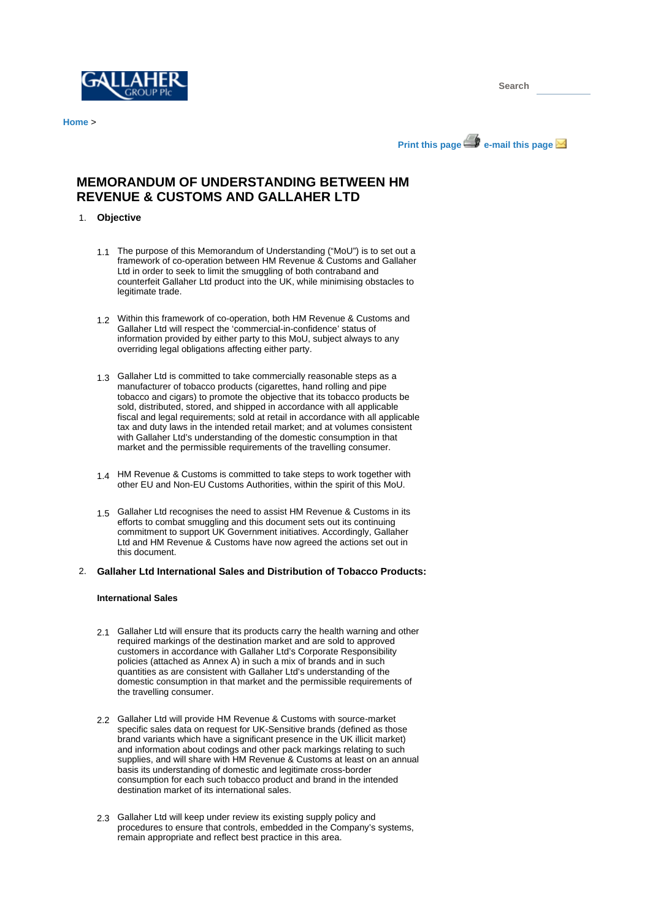# MEMORANDUM OF UNDERSTANDING BETWEEN HM REVENUE & CUSTOMS AND GALLAHER LTD

## 1. Objective

1.1 The purpose of this Memorandum of Understanding ("MoU") is to set out a framework of co-operation between HM Revenue & Customs and Gallaher Ltd in order to seek to limit the smuggling of both contraband and counterfeit Gallaher Ltd product into the UK, while minimising obstacles to legitimate trade.

1.2 Within this framework of co-operation, both HM Revenue & Customs and Gallaher Ltd will respect the 'commercial-in-confidence' status of information provided by either party to this MoU, subject always to any overriding legal obligations affecting either party.

1.3 Gallaher Ltd is committed to take commercially reasonable steps as a manufacturer of tobacco products (cigarettes, hand rolling and pipe tobacco and cigars) to promote the objective that its tobacco products be sold, distributed, stored, and shipped in accordance with all applicable fiscal and legal requirements; sold at retail in accordance with all applicable tax and duty laws in the intended retail market; and at volumes consistent with Gallaher Ltd's understanding of the domestic consumption in that market and the permissible requirements of the travelling consumer.

1.4 HM Revenue & Customs is committed to take steps to work together with other EU and Non-EU Customs Authorities, within the spirit of this MoU.

1.5 Gallaher Ltd recognises the need to assist HM Revenue & Customs in its efforts to combat smuggling and this document sets out its continuing commitment to support UK Government initiatives. Accordingly, Gallaher Ltd and HM Revenue & Customs have now agreed the actions set out in this document.

## 2. Gallaher Ltd International Sales and Distribution of Tobacco Products:

### International Sales

2.1 Gallaher Ltd will ensure that its products carry the health warning and other required markings of the destination market and are sold to approved customers in accordance with Gallaher Ltd's Corporate Responsibility policies (attached as Annex A) in such a mix of brands and in such quantities as are consistent with Gallaher Ltd's understanding of the domestic consumption in that market and the permissible requirements of the travelling consumer.

2.2 Gallaher Ltd will provide HM Revenue & Customs with source-market specific sales data on request for UK-Sensitive brands (defined as those brand variants which have a significant presence in the UK illicit market) and information about codings and other pack markings relating to such supplies, and will share with HM Revenue & Customs at least on an annual basis its understanding of domestic and legitimate cross-border consumption for each such tobacco product and brand in the intended destination market of its international sales.

2.3 Gallaher Ltd will keep under review its existing supply policy and procedures to ensure that controls, embedded in the Company's systems, remain appropriate and reflect best practice in this area.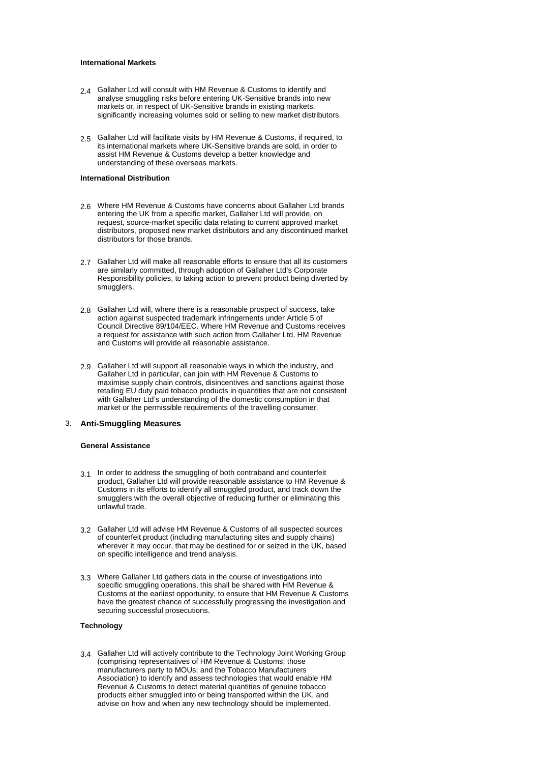**International Markets**

2.4 Gallaher Ltd will consult with HM Revenue & Customs to identify and analyse smuggling risks before entering UK-Sensitive brands into new markets or, in respect of UK-Sensitive brands in existing markets, significantly increasing volumes sold or selling to new market distributors.

2.5 Gallaher Ltd will facilitate visits by HM Revenue & Customs, if required, to its international markets where UK-Sensitive brands are sold, in order to assist HM Revenue & Customs develop a better knowledge and understanding of these overseas markets.

**International Distribution**

2.6 Where HM Revenue & Customs have concerns about Gallaher Ltd brands entering the UK from a specific market, Gallaher Ltd will provide, on request, source-market specific data relating to current approved market distributors, proposed new market distributors and any discontinued market distributors for those brands.

2.7 Gallaher Ltd will make all reasonable efforts to ensure that all its customers are similarly committed, through adoption of Gallaher Ltd's Corporate Responsibility policies, to taking action to prevent product being diverted by smugglers.

2.8 Gallaher Ltd will, where there is a reasonable prospect of success, take action against suspected trademark infringements under Article 5 of Council Directive 89/104/EEC. Where HM Revenue and Customs receives a request for assistance with such action from Gallaher Ltd, HM Revenue and Customs will provide all reasonable assistance.

2.9 Gallaher Ltd will support all reasonable ways in which the industry, and Gallaher Ltd in particular, can join with HM Revenue & Customs to maximise supply chain controls, disincentives and sanctions against those retailing EU duty paid tobacco products in quantities that are not consistent with Gallaher Ltd's understanding of the domestic consumption in that market or the permissible requirements of the travelling consumer.

## 3. Anti-Smuggling Measures

**General Assistance**

3.1 In order to address the smuggling of both contraband and counterfeit product, Gallaher Ltd will provide reasonable assistance to HM Revenue & Customs in its efforts to identify all smuggled product, and track down the smugglers with the overall objective of reducing further or eliminating this unlawful trade.

3.2 Gallaher Ltd will advise HM Revenue & Customs of all suspected sources of counterfeit product (including manufacturing sites and supply chains) wherever it may occur, that may be destined for or seized in the UK, based on specific intelligence and trend analysis.

3.3 Where Gallaher Ltd gathers data in the course of investigations into specific smuggling operations, this shall be shared with HM Revenue & Customs at the earliest opportunity, to ensure that HM Revenue & Customs have the greatest chance of successfully progressing the investigation and securing successful prosecutions.

**Technology**

3.4 Gallaher Ltd will actively contribute to the Technology Joint Working Group (comprising representatives of HM Revenue & Customs; those manufacturers party to MOUs; and the Tobacco Manufacturers Association) to identify and assess technologies that would enable HM Revenue & Customs to detect material quantities of genuine tobacco products either smuggled into or being transported within the UK, and advise on how and when any new technology should be implemented.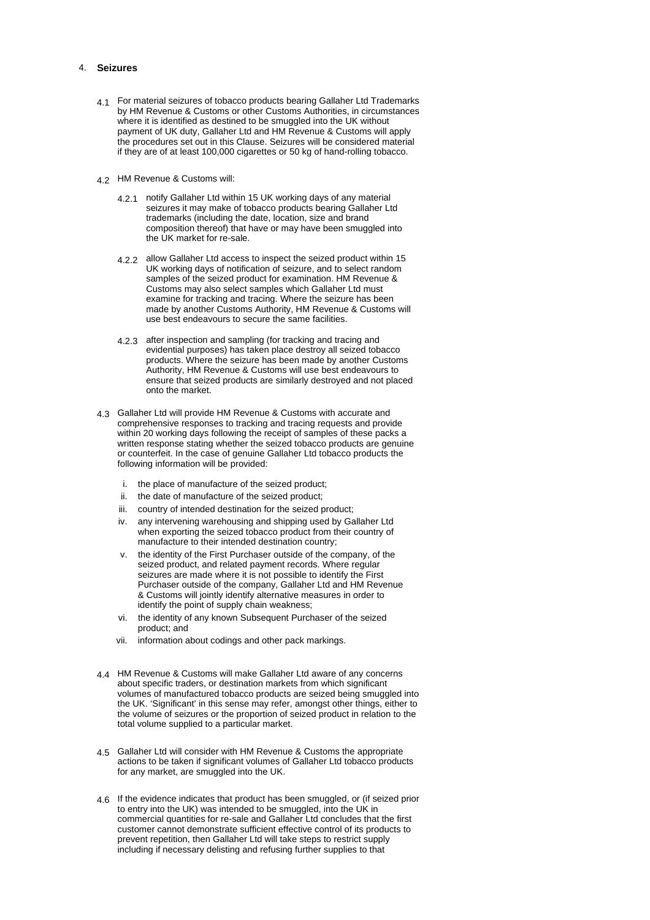## 4. Seizures

4.1 For material seizures of tobacco products bearing Gallaher Ltd Trademarks by HM Revenue & Customs or other Customs Authorities, in circumstances where it is identified as destined to be smuggled into the UK without payment of UK duty, Gallaher Ltd and HM Revenue & Customs will apply the procedures set out in this Clause. Seizures will be considered material if they are of at least 100,000 cigarettes or 50 kg of hand-rolling tobacco.

4.2 HM Revenue & Customs will:

4.2.1 notify Gallaher Ltd within 15 UK working days of any material seizures it may make of tobacco products bearing Gallaher Ltd trademarks (including the date, location, size and brand composition thereof) that have or may have been smuggled into the UK market for re-sale.

4.2.2 allow Gallaher Ltd access to inspect the seized product within 15 UK working days of notification of seizure, and to select random samples of the seized product for examination. HM Revenue & Customs may also select samples which Gallaher Ltd must examine for tracking and tracing. Where the seizure has been made by another Customs Authority, HM Revenue & Customs will use best endeavours to secure the same facilities.

4.2.3 after inspection and sampling (for tracking and tracing and evidential purposes) has taken place destroy all seized tobacco products. Where the seizure has been made by another Customs Authority, HM Revenue & Customs will use best endeavours to ensure that seized products are similarly destroyed and not placed onto the market.

4.3 Gallaher Ltd will provide HM Revenue & Customs with accurate and comprehensive responses to tracking and tracing requests and provide within 20 working days following the receipt of samples of these packs a written response stating whether the seized tobacco products are genuine or counterfeit. In the case of genuine Gallaher Ltd tobacco products the following information will be provided:

i. the place of manufacture of the seized product;
ii. the date of manufacture of the seized product;
iii. country of intended destination for the seized product;
iv. any intervening warehousing and shipping used by Gallaher Ltd when exporting the seized tobacco product from their country of manufacture to their intended destination country;
v. the identity of the First Purchaser outside of the company, of the seized product, and related payment records. Where regular seizures are made where it is not possible to identify the First Purchaser outside of the company, Gallaher Ltd and HM Revenue & Customs will jointly identify alternative measures in order to identify the point of supply chain weakness;
vi. the identity of any known Subsequent Purchaser of the seized product; and
vii. information about codings and other pack markings.

4.4 HM Revenue & Customs will make Gallaher Ltd aware of any concerns about specific traders, or destination markets from which significant volumes of manufactured tobacco products are seized being smuggled into the UK. 'Significant' in this sense may refer, amongst other things, either to the volume of seizures or the proportion of seized product in relation to the total volume supplied to a particular market.

4.5 Gallaher Ltd will consider with HM Revenue & Customs the appropriate actions to be taken if significant volumes of Gallaher Ltd tobacco products for any market, are smuggled into the UK.

4.6 If the evidence indicates that product has been smuggled, or (if seized prior to entry into the UK) was intended to be smuggled, into the UK in commercial quantities for re-sale and Gallaher Ltd concludes that the first customer cannot demonstrate sufficient effective control of its products to prevent repetition, then Gallaher Ltd will take steps to restrict supply including if necessary delisting and refusing further supplies to that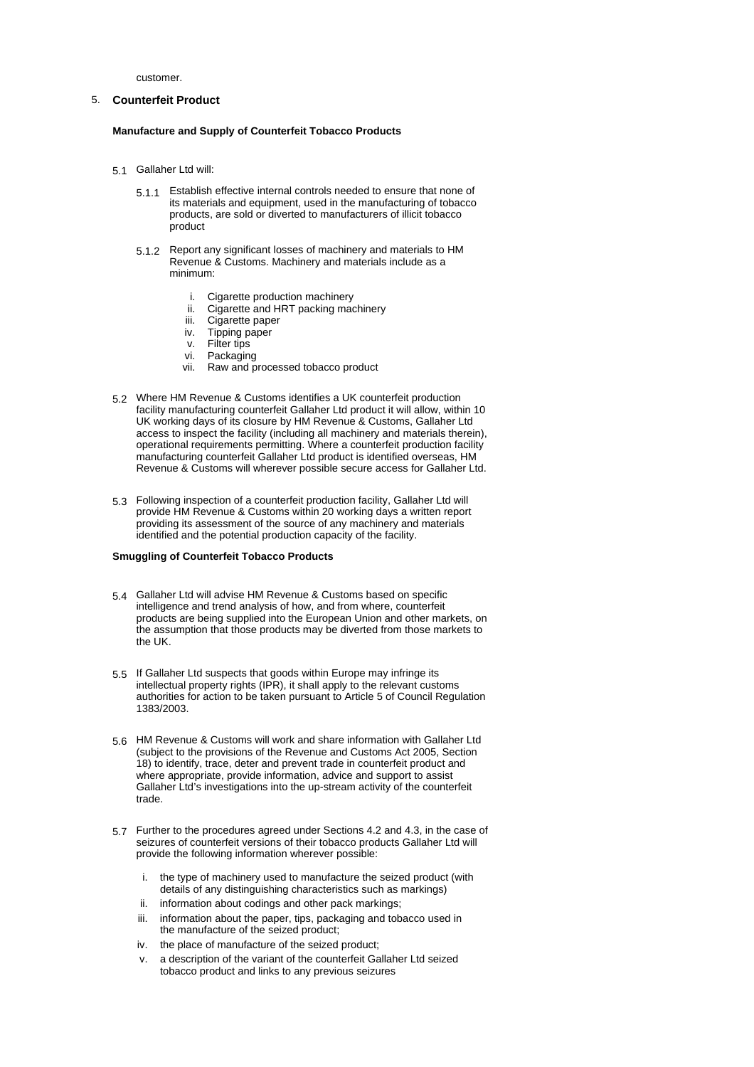customer.

## 5. Counterfeit Product

**Manufacture and Supply of Counterfeit Tobacco Products**

5.1 Gallaher Ltd will:

5.1.1 Establish effective internal controls needed to ensure that none of its materials and equipment, used in the manufacturing of tobacco products, are sold or diverted to manufacturers of illicit tobacco product

5.1.2 Report any significant losses of machinery and materials to HM Revenue & Customs. Machinery and materials include as a minimum:

i. Cigarette production machinery
ii. Cigarette and HRT packing machinery
iii. Cigarette paper
iv. Tipping paper
v. Filter tips
vi. Packaging
vii. Raw and processed tobacco product

5.2 Where HM Revenue & Customs identifies a UK counterfeit production facility manufacturing counterfeit Gallaher Ltd product it will allow, within 10 UK working days of its closure by HM Revenue & Customs, Gallaher Ltd access to inspect the facility (including all machinery and materials therein), operational requirements permitting. Where a counterfeit production facility manufacturing counterfeit Gallaher Ltd product is identified overseas, HM Revenue & Customs will wherever possible secure access for Gallaher Ltd.

5.3 Following inspection of a counterfeit production facility, Gallaher Ltd will provide HM Revenue & Customs within 20 working days a written report providing its assessment of the source of any machinery and materials identified and the potential production capacity of the facility.

**Smuggling of Counterfeit Tobacco Products**

5.4 Gallaher Ltd will advise HM Revenue & Customs based on specific intelligence and trend analysis of how, and from where, counterfeit products are being supplied into the European Union and other markets, on the assumption that those products may be diverted from those markets to the UK.

5.5 If Gallaher Ltd suspects that goods within Europe may infringe its intellectual property rights (IPR), it shall apply to the relevant customs authorities for action to be taken pursuant to Article 5 of Council Regulation 1383/2003.

5.6 HM Revenue & Customs will work and share information with Gallaher Ltd (subject to the provisions of the Revenue and Customs Act 2005, Section 18) to identify, trace, deter and prevent trade in counterfeit product and where appropriate, provide information, advice and support to assist Gallaher Ltd's investigations into the up-stream activity of the counterfeit trade.

5.7 Further to the procedures agreed under Sections 4.2 and 4.3, in the case of seizures of counterfeit versions of their tobacco products Gallaher Ltd will provide the following information wherever possible:

i. the type of machinery used to manufacture the seized product (with details of any distinguishing characteristics such as markings)
ii. information about codings and other pack markings;
iii. information about the paper, tips, packaging and tobacco used in the manufacture of the seized product;
iv. the place of manufacture of the seized product;
v. a description of the variant of the counterfeit Gallaher Ltd seized tobacco product and links to any previous seizures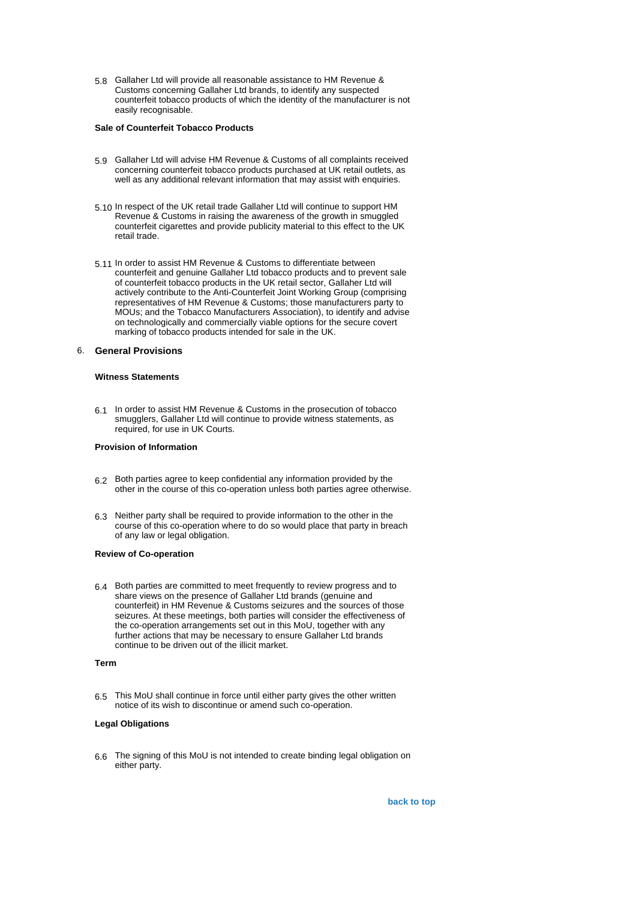5.8 Gallaher Ltd will provide all reasonable assistance to HM Revenue & Customs concerning Gallaher Ltd brands, to identify any suspected counterfeit tobacco products of which the identity of the manufacturer is not easily recognisable.

**Sale of Counterfeit Tobacco Products**

5.9 Gallaher Ltd will advise HM Revenue & Customs of all complaints received concerning counterfeit tobacco products purchased at UK retail outlets, as well as any additional relevant information that may assist with enquiries.

5.10 In respect of the UK retail trade Gallaher Ltd will continue to support HM Revenue & Customs in raising the awareness of the growth in smuggled counterfeit cigarettes and provide publicity material to this effect to the UK retail trade.

5.11 In order to assist HM Revenue & Customs to differentiate between counterfeit and genuine Gallaher Ltd tobacco products and to prevent sale of counterfeit tobacco products in the UK retail sector, Gallaher Ltd will actively contribute to the Anti-Counterfeit Joint Working Group (comprising representatives of HM Revenue & Customs; those manufacturers party to MOUs; and the Tobacco Manufacturers Association), to identify and advise on technologically and commercially viable options for the secure covert marking of tobacco products intended for sale in the UK.

## 6. General Provisions

**Witness Statements**

6.1 In order to assist HM Revenue & Customs in the prosecution of tobacco smugglers, Gallaher Ltd will continue to provide witness statements, as required, for use in UK Courts.

**Provision of Information**

6.2 Both parties agree to keep confidential any information provided by the other in the course of this co-operation unless both parties agree otherwise.

6.3 Neither party shall be required to provide information to the other in the course of this co-operation where to do so would place that party in breach of any law or legal obligation.

**Review of Co-operation**

6.4 Both parties are committed to meet frequently to review progress and to share views on the presence of Gallaher Ltd brands (genuine and counterfeit) in HM Revenue & Customs seizures and the sources of those seizures. At these meetings, both parties will consider the effectiveness of the co-operation arrangements set out in this MoU, together with any further actions that may be necessary to ensure Gallaher Ltd brands continue to be driven out of the illicit market.

**Term**

6.5 This MoU shall continue in force until either party gives the other written notice of its wish to discontinue or amend such co-operation.

**Legal Obligations**

6.6 The signing of this MoU is not intended to create binding legal obligation on either party.

back to top